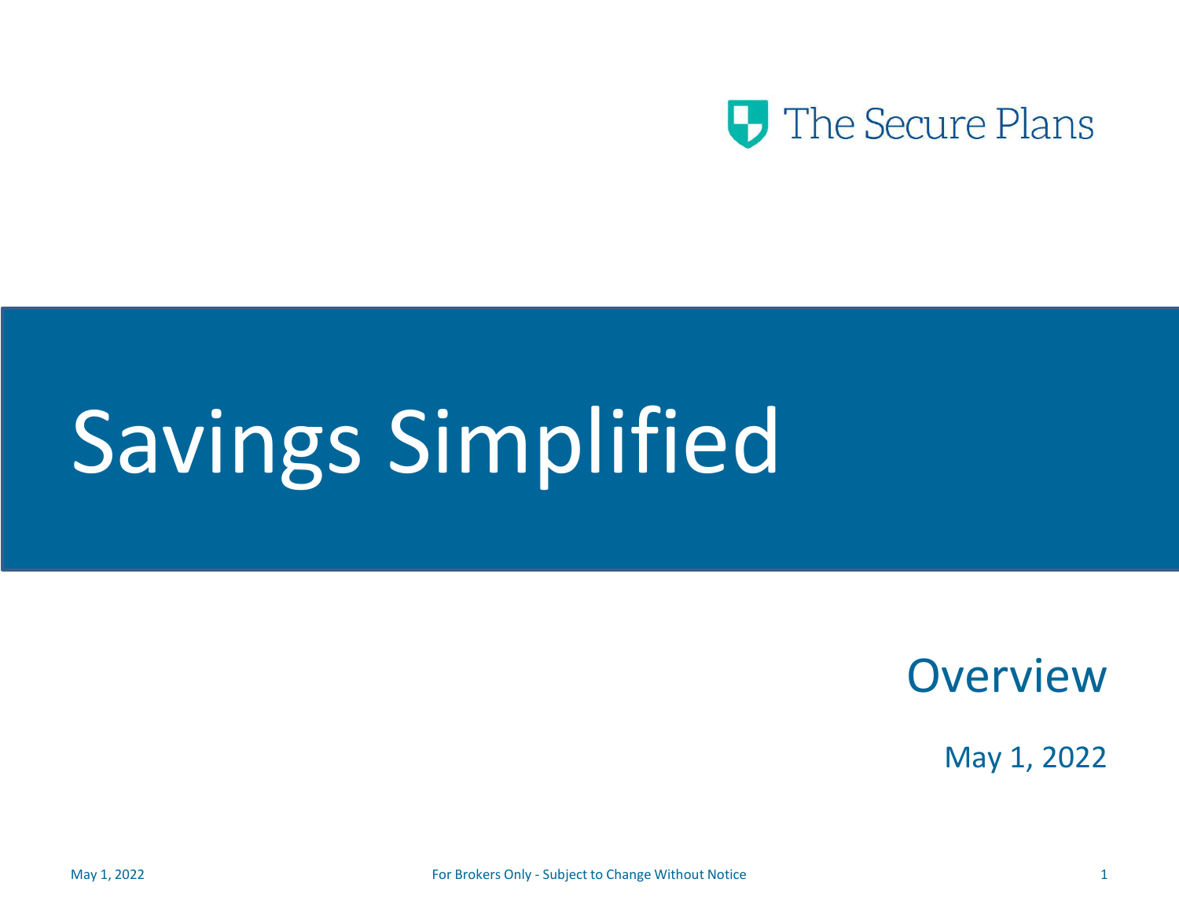The Secure Plans

# Savings Simplified

## Overview

May 1, 2022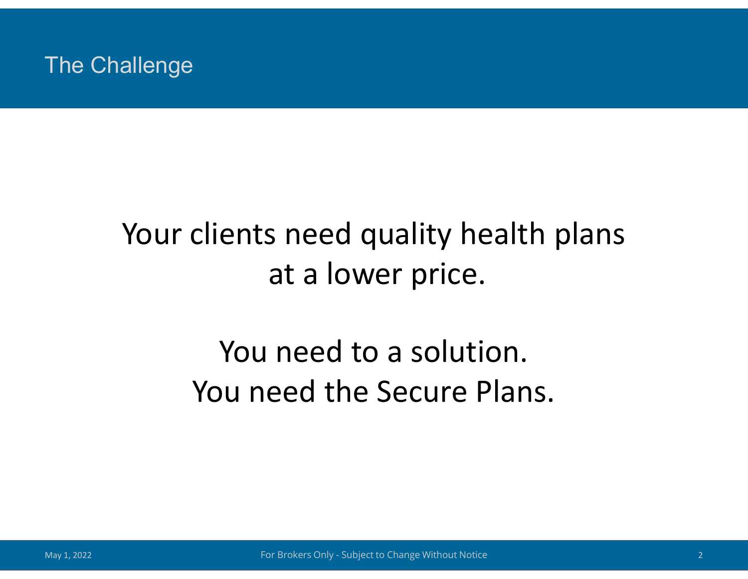## The Challenge

Your clients need quality health plans at a lower price.

You need to a solution.
You need the Secure Plans.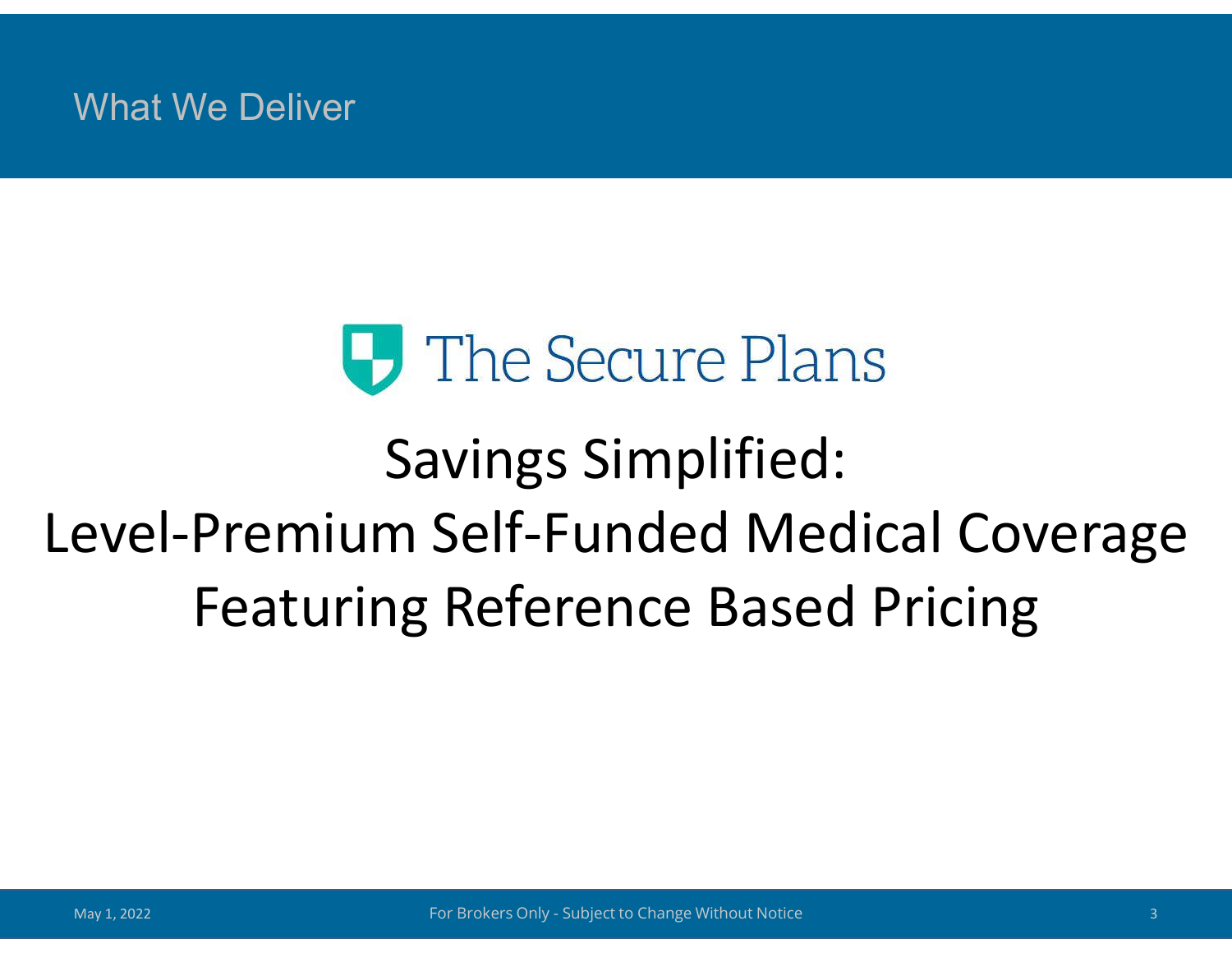# What We Deliver

The Secure Plans

## Savings Simplified:
## Level-Premium Self-Funded Medical Coverage Featuring Reference Based Pricing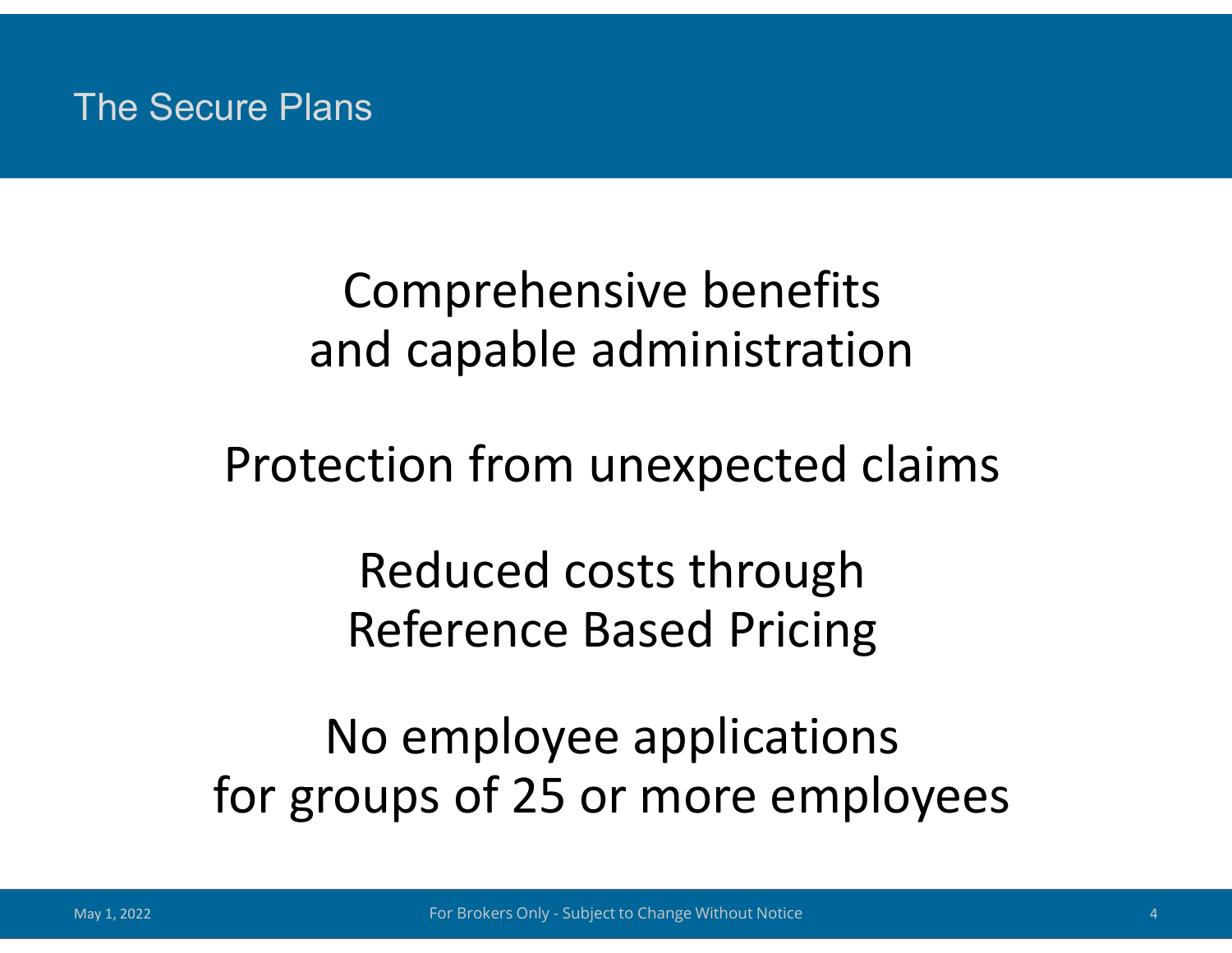# The Secure Plans

Comprehensive benefits and capable administration

Protection from unexpected claims

Reduced costs through Reference Based Pricing

No employee applications for groups of 25 or more employees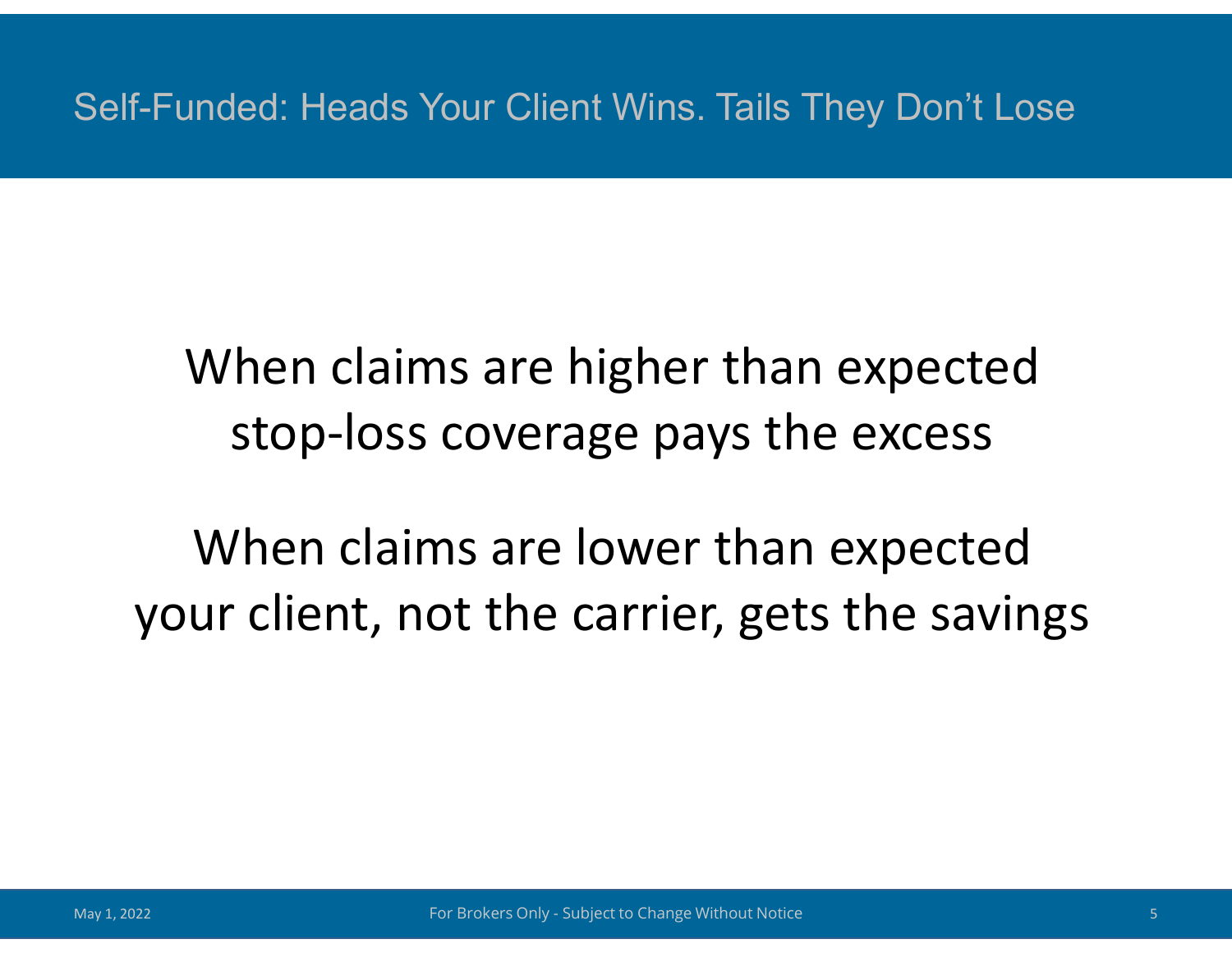# Self-Funded: Heads Your Client Wins. Tails They Don't Lose

When claims are higher than expected
stop-loss coverage pays the excess

When claims are lower than expected
your client, not the carrier, gets the savings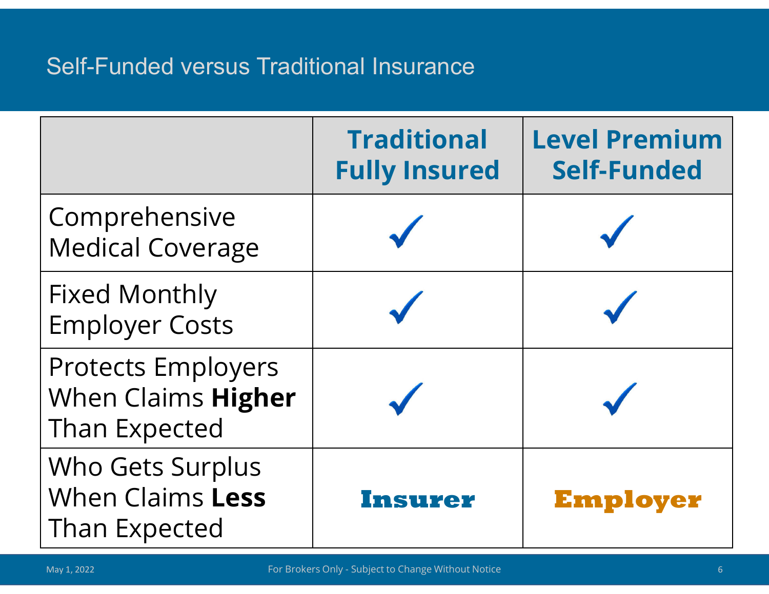## Self-Funded versus Traditional Insurance

| | Traditional Fully Insured | Level Premium Self-Funded |
|---|---|---|
| Comprehensive Medical Coverage | ✓ | ✓ |
| Fixed Monthly Employer Costs | ✓ | ✓ |
| Protects Employers When Claims **Higher** Than Expected | ✓ | ✓ |
| Who Gets Surplus When Claims **Less** Than Expected | **Insurer** | **Employer** |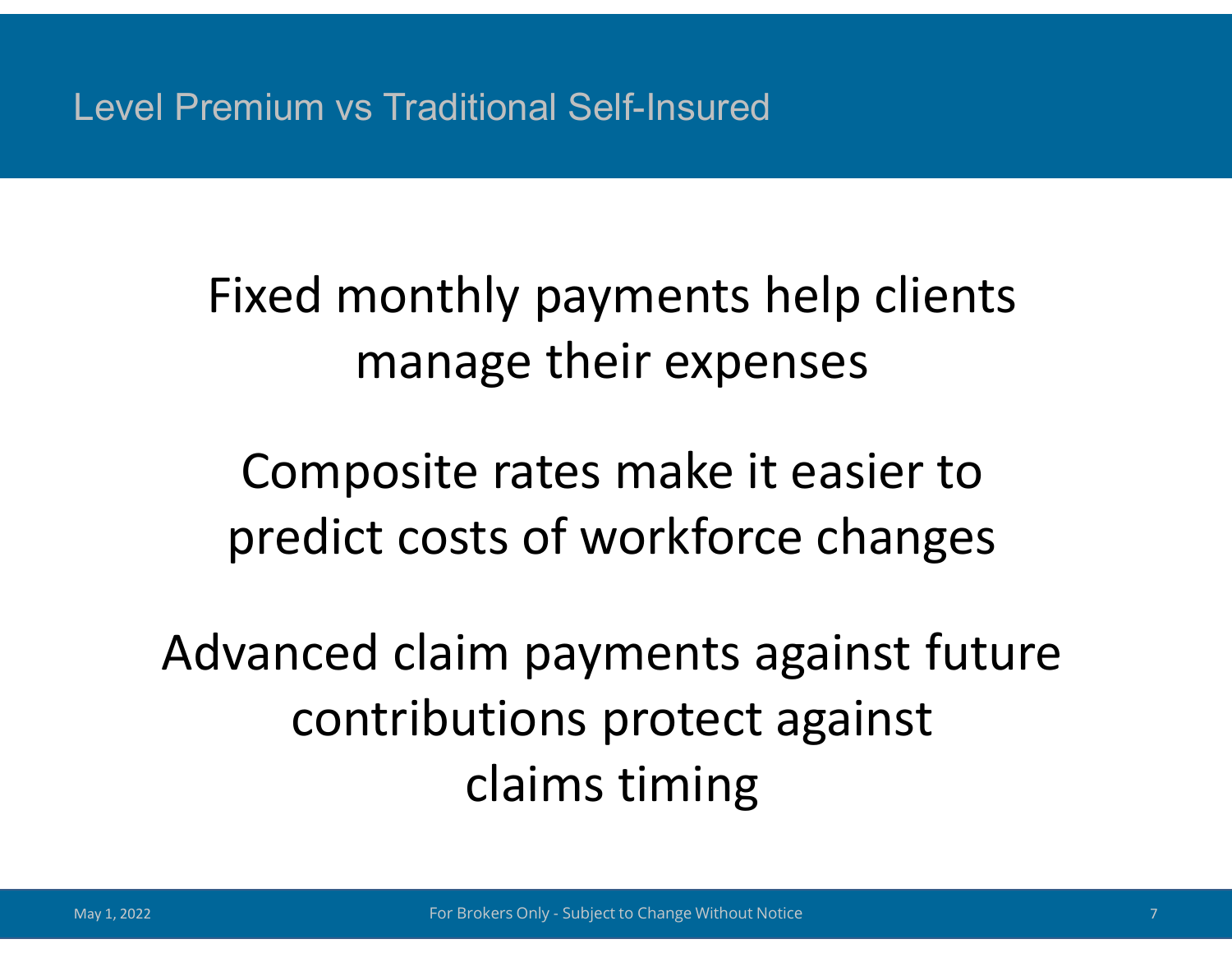# Level Premium vs Traditional Self-Insured

Fixed monthly payments help clients manage their expenses

Composite rates make it easier to predict costs of workforce changes

Advanced claim payments against future contributions protect against claims timing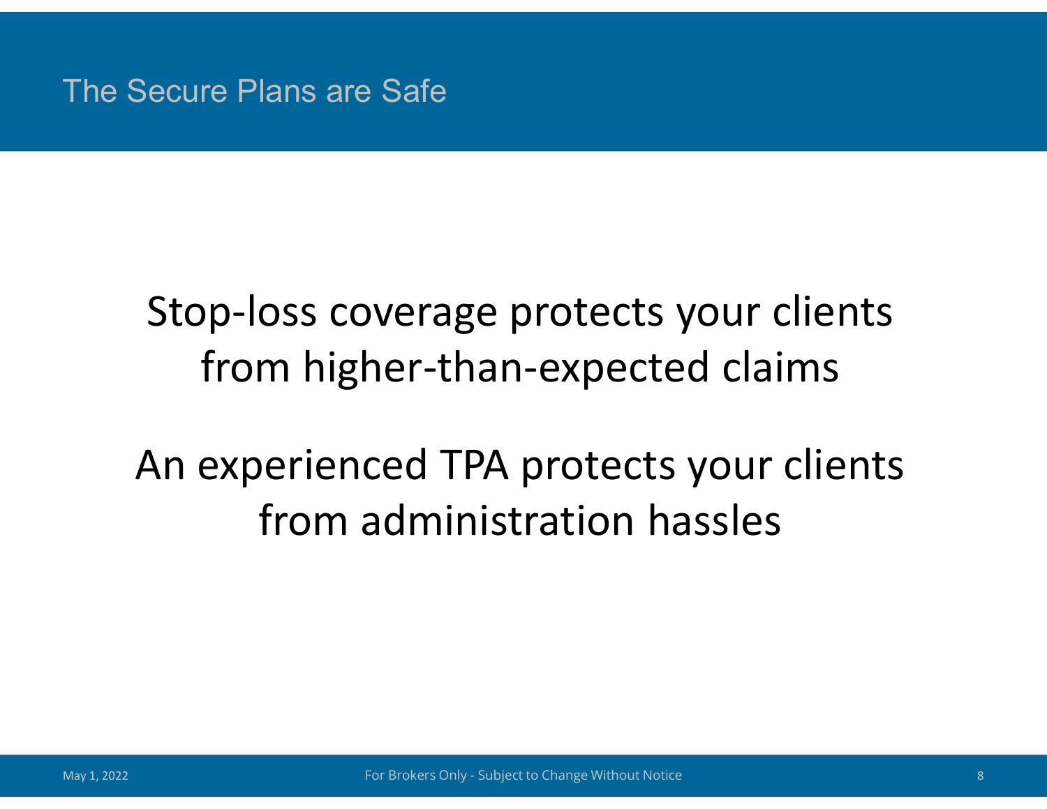# The Secure Plans are Safe

Stop-loss coverage protects your clients from higher-than-expected claims

An experienced TPA protects your clients from administration hassles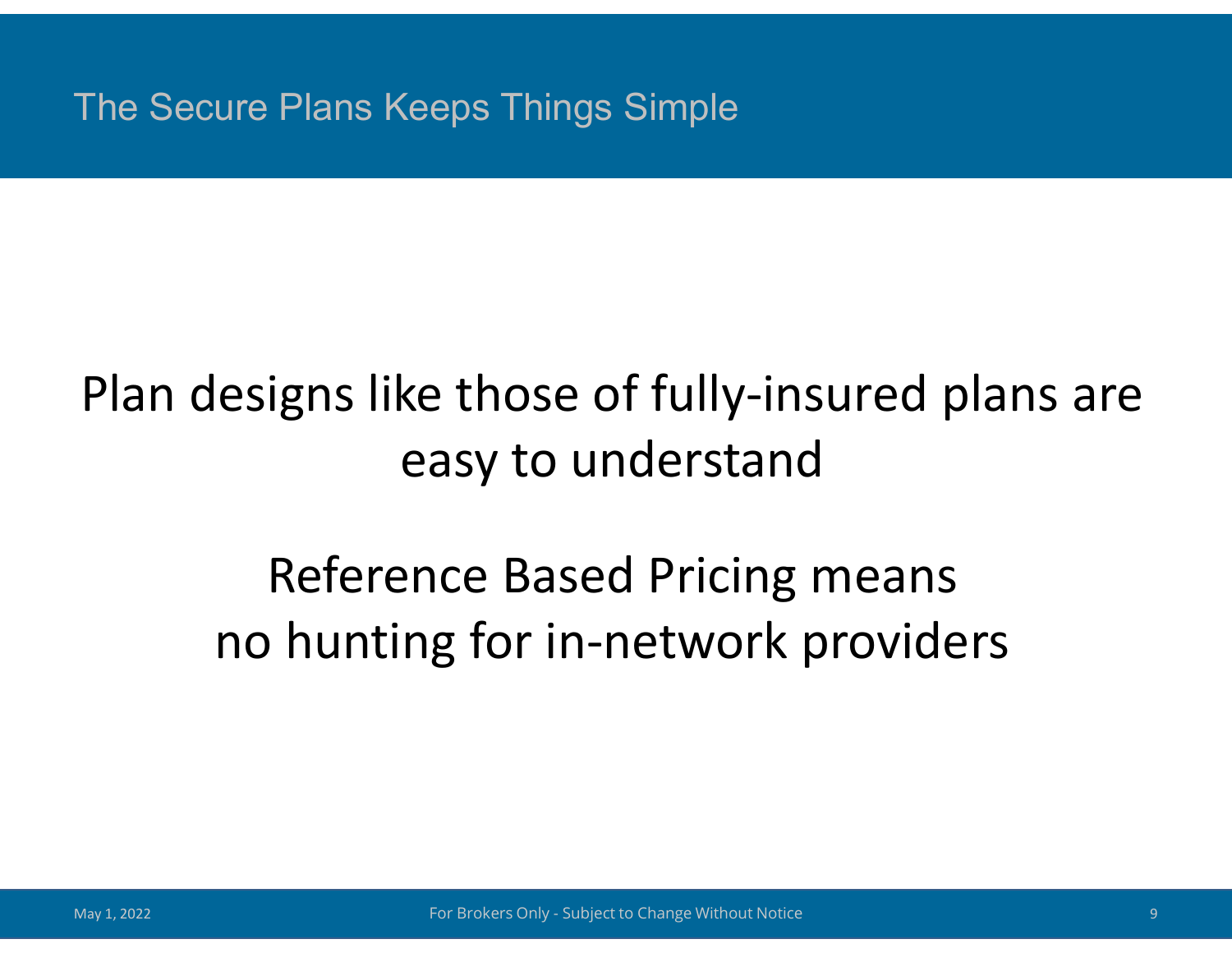# The Secure Plans Keeps Things Simple

Plan designs like those of fully-insured plans are easy to understand

Reference Based Pricing means no hunting for in-network providers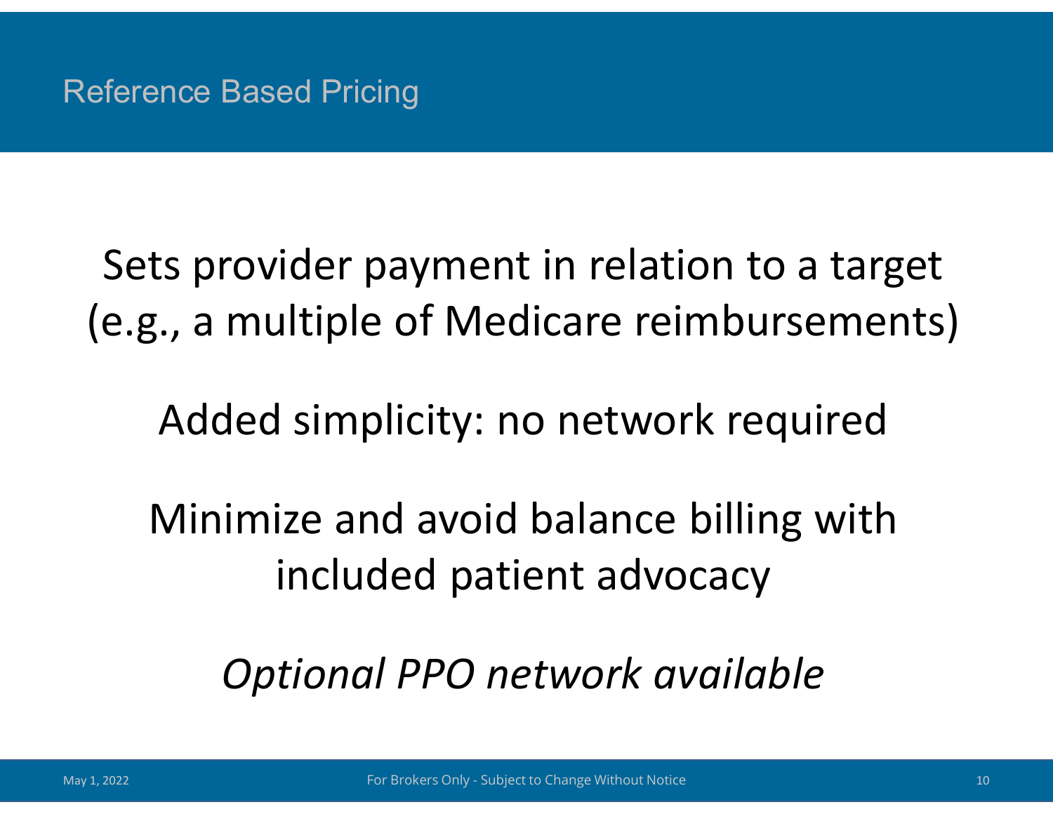# Reference Based Pricing

Sets provider payment in relation to a target (e.g., a multiple of Medicare reimbursements)

Added simplicity: no network required

Minimize and avoid balance billing with included patient advocacy

*Optional PPO network available*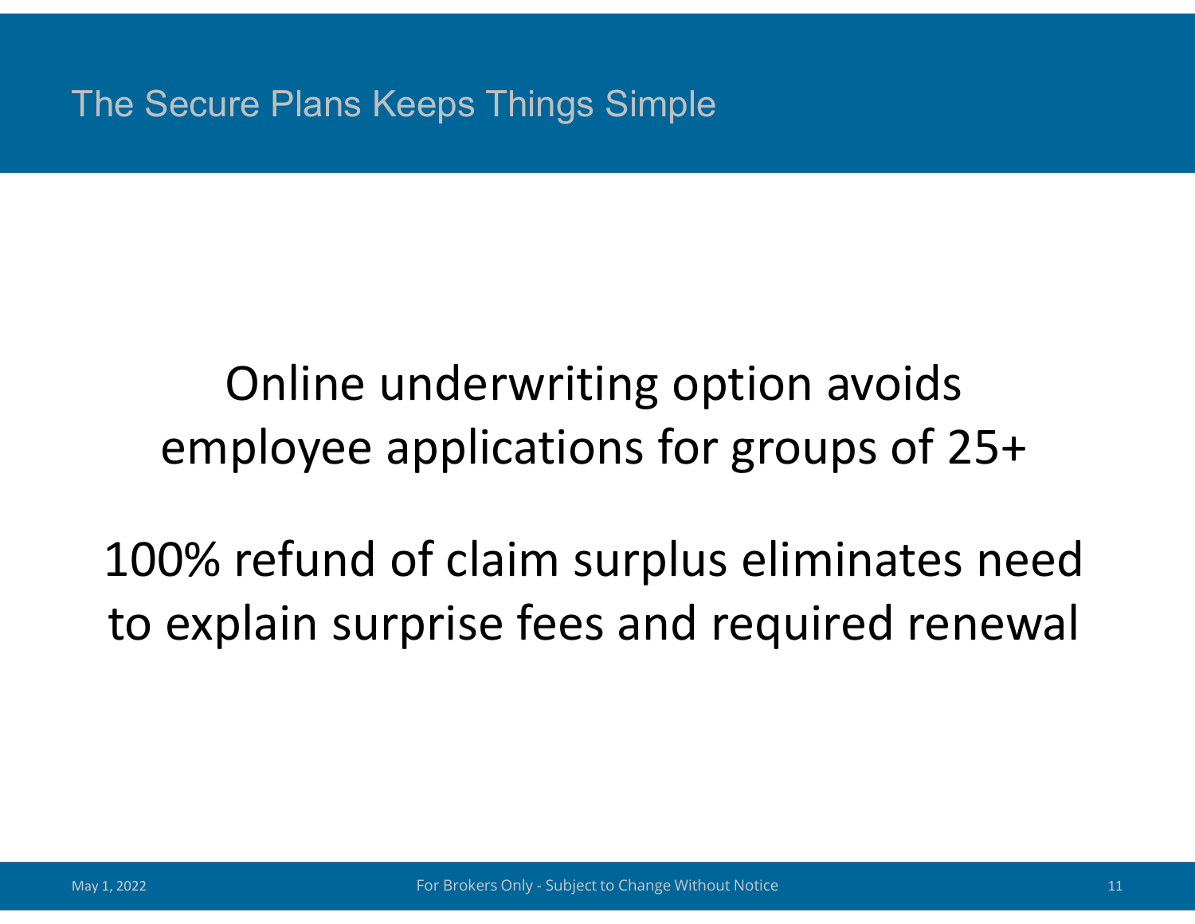# The Secure Plans Keeps Things Simple

Online underwriting option avoids employee applications for groups of 25+

100% refund of claim surplus eliminates need to explain surprise fees and required renewal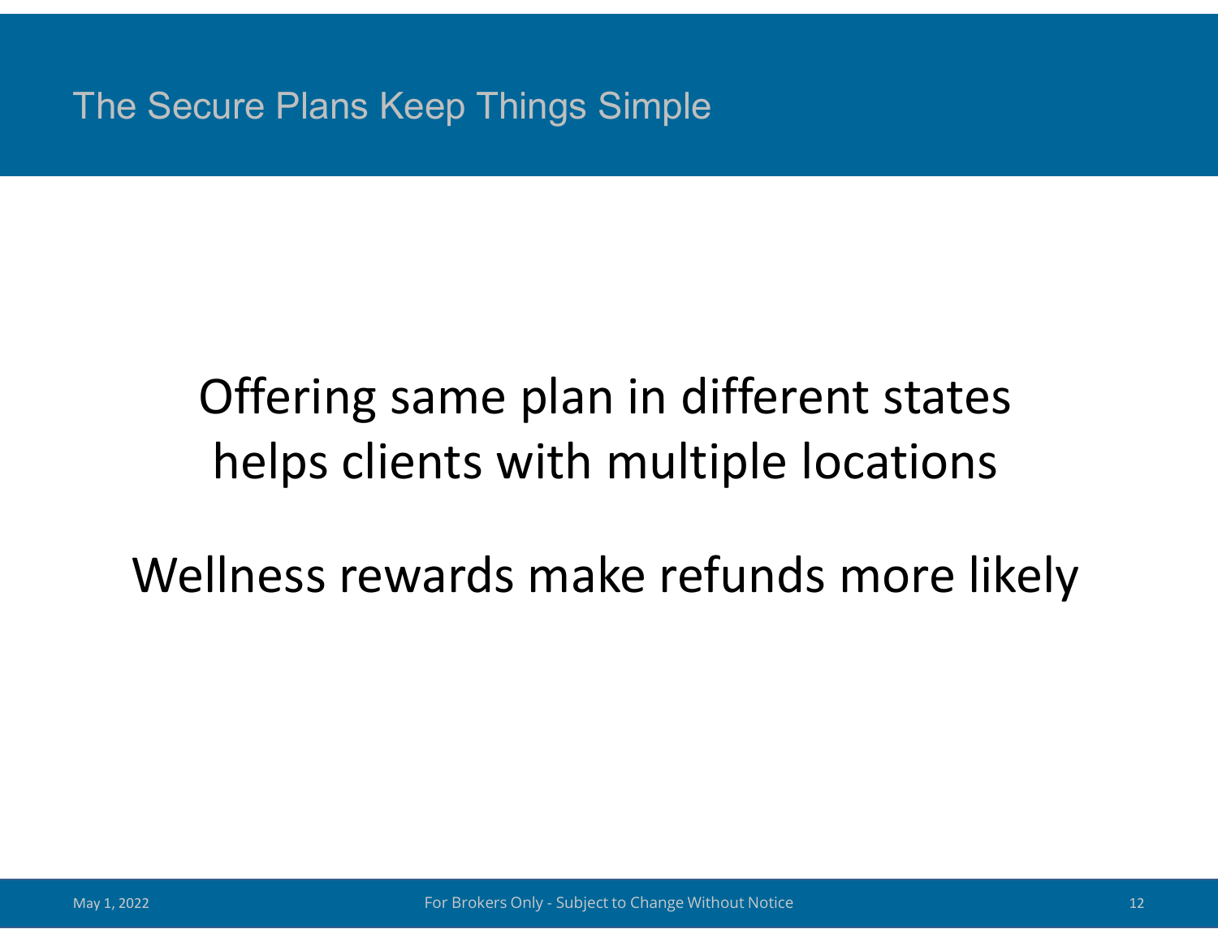# The Secure Plans Keep Things Simple

Offering same plan in different states helps clients with multiple locations

Wellness rewards make refunds more likely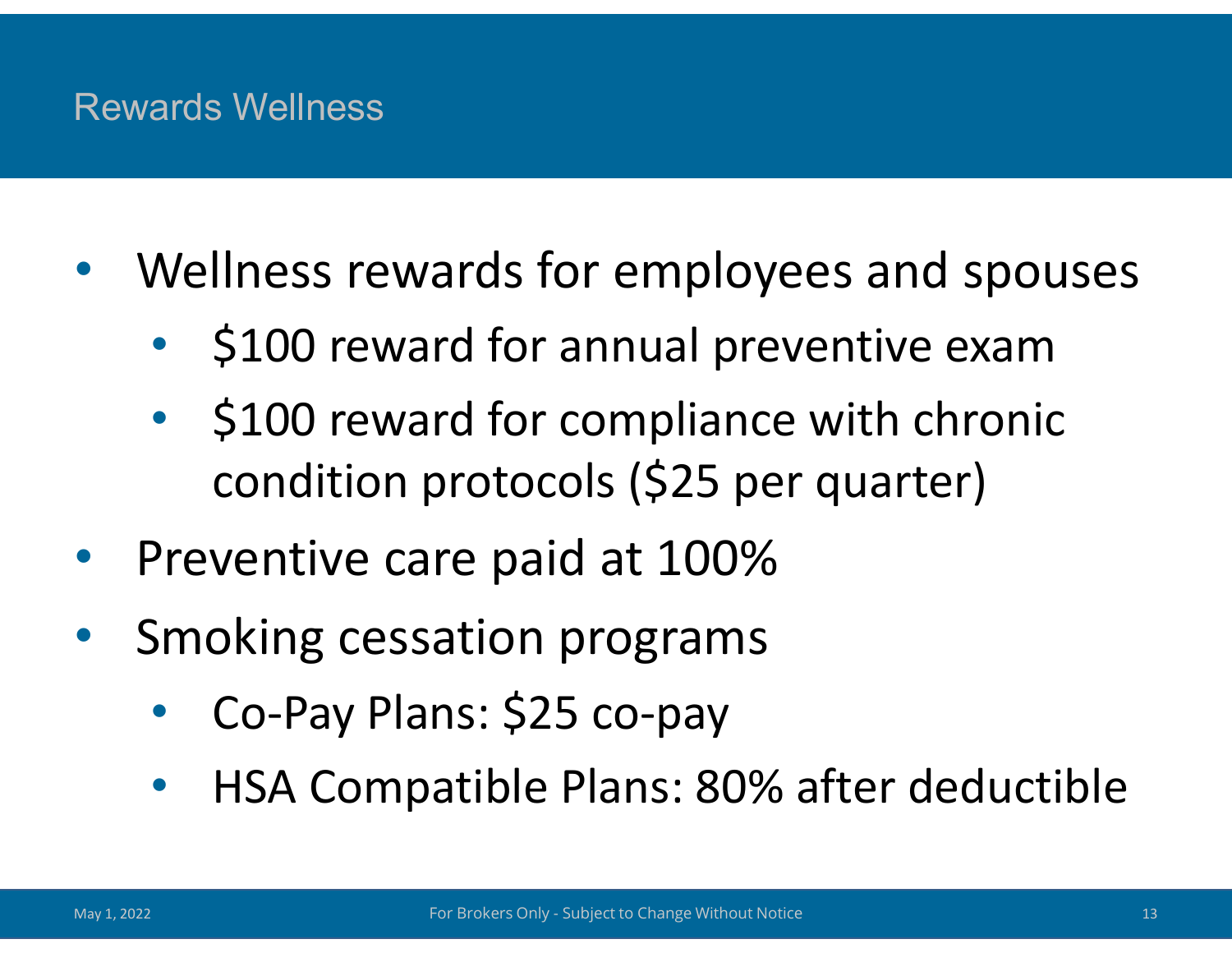# Rewards Wellness

- Wellness rewards for employees and spouses
  - $100 reward for annual preventive exam
  - $100 reward for compliance with chronic condition protocols ($25 per quarter)
- Preventive care paid at 100%
- Smoking cessation programs
  - Co-Pay Plans: $25 co-pay
  - HSA Compatible Plans: 80% after deductible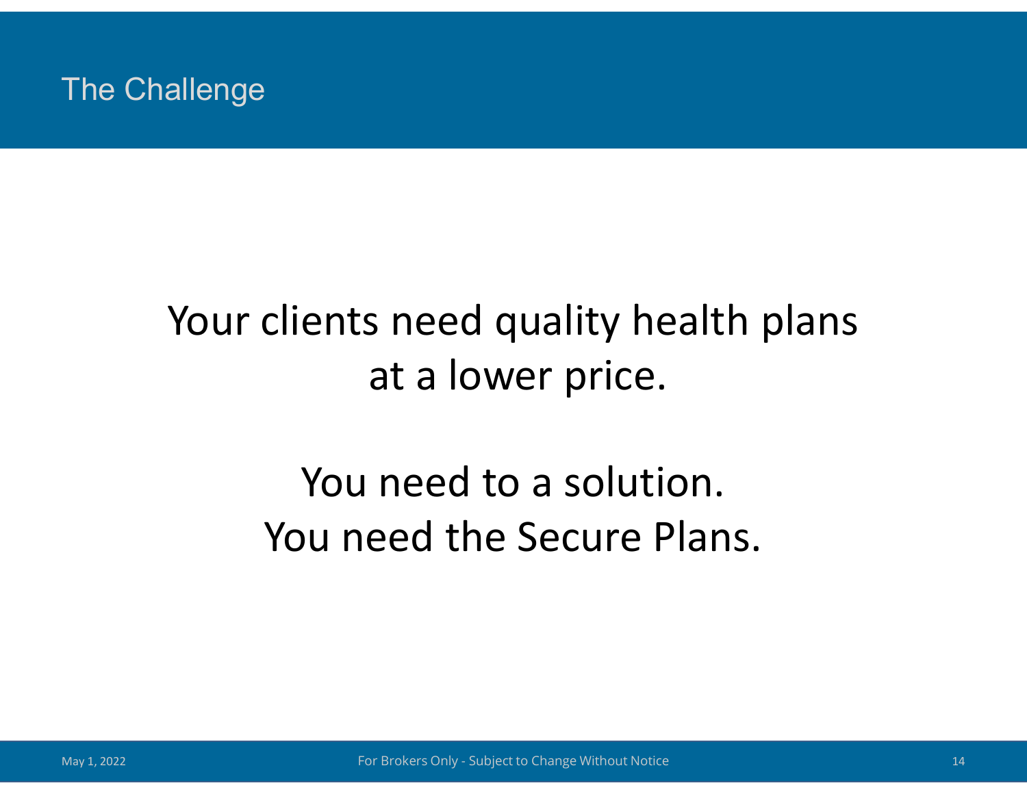# The Challenge

Your clients need quality health plans at a lower price.

You need to a solution.
You need the Secure Plans.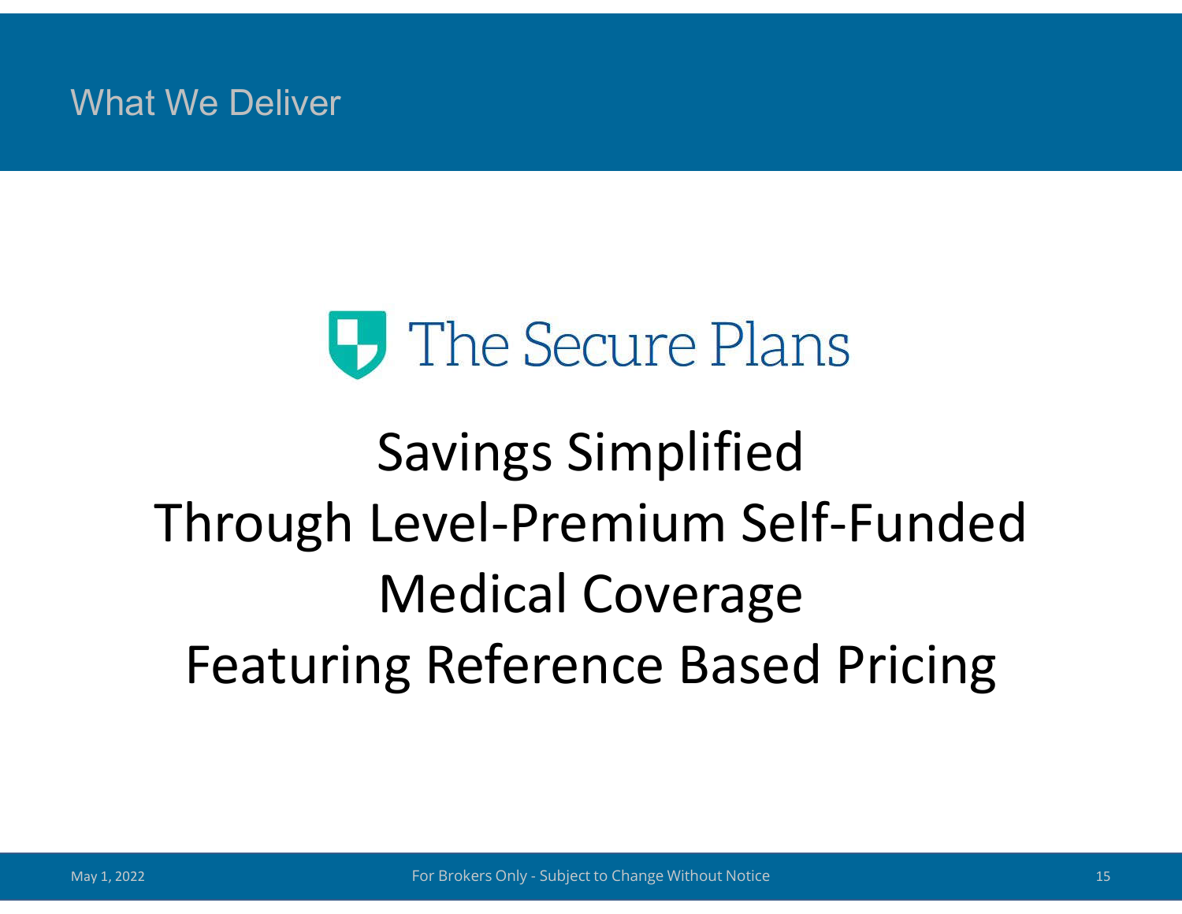# What We Deliver

The Secure Plans

## Savings Simplified
## Through Level-Premium Self-Funded Medical Coverage
## Featuring Reference Based Pricing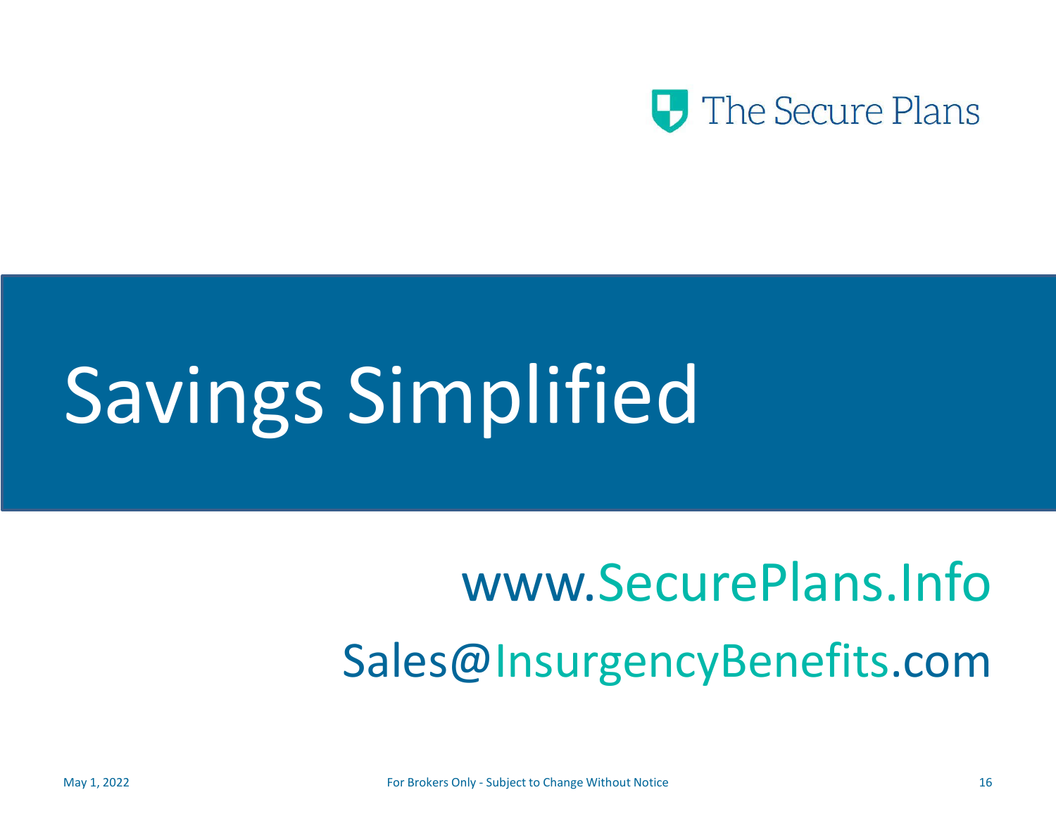The Secure Plans

# Savings Simplified

www.SecurePlans.Info

Sales@InsurgencyBenefits.com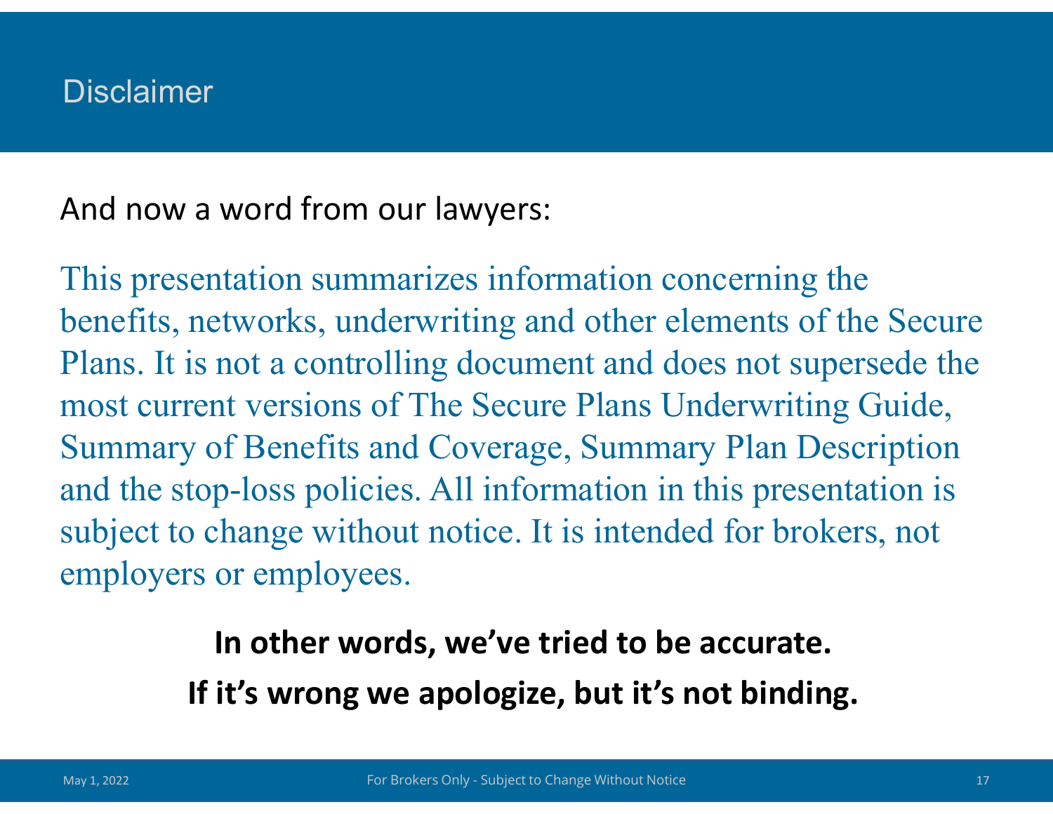# Disclaimer

And now a word from our lawyers:

This presentation summarizes information concerning the benefits, networks, underwriting and other elements of the Secure Plans. It is not a controlling document and does not supersede the most current versions of The Secure Plans Underwriting Guide, Summary of Benefits and Coverage, Summary Plan Description and the stop-loss policies. All information in this presentation is subject to change without notice. It is intended for brokers, not employers or employees.

**In other words, we've tried to be accurate.**

**If it's wrong we apologize, but it's not binding.**